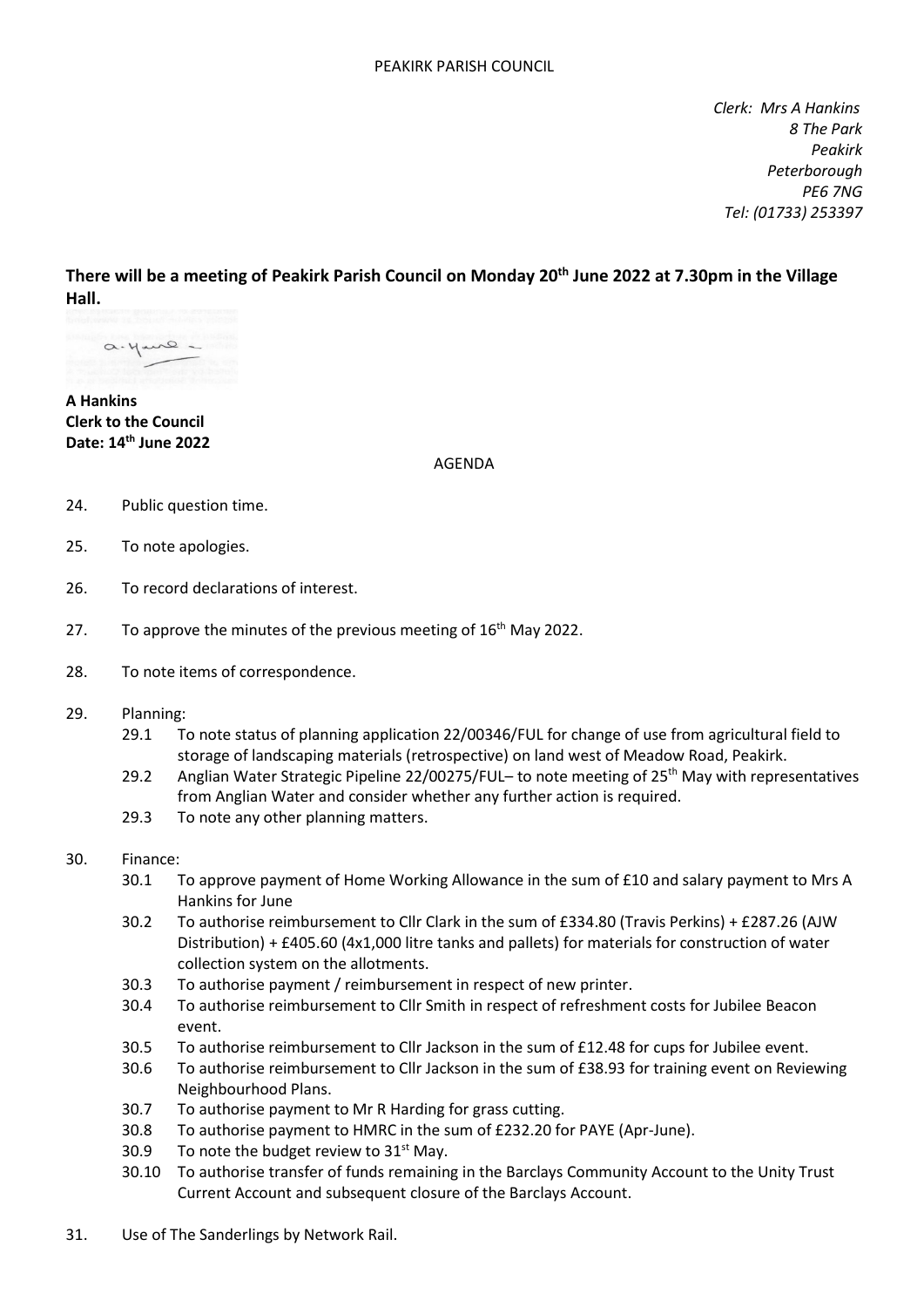PEAKIRK PARISH COUNCIL

*Clerk: Mrs A Hankins*
*8 The Park*
*Peakirk*
*Peterborough*
*PE6 7NG*
*Tel: (01733) 253397*

**There will be a meeting of Peakirk Parish Council on Monday 20th June 2022 at 7.30pm in the Village Hall.**

**A Hankins**
**Clerk to the Council**
**Date: 14th June 2022**

AGENDA

24. Public question time.

25. To note apologies.

26. To record declarations of interest.

27. To approve the minutes of the previous meeting of 16th May 2022.

28. To note items of correspondence.

29. Planning:
    - 29.1 To note status of planning application 22/00346/FUL for change of use from agricultural field to storage of landscaping materials (retrospective) on land west of Meadow Road, Peakirk.
    - 29.2 Anglian Water Strategic Pipeline 22/00275/FUL– to note meeting of 25th May with representatives from Anglian Water and consider whether any further action is required.
    - 29.3 To note any other planning matters.

30. Finance:
    - 30.1 To approve payment of Home Working Allowance in the sum of £10 and salary payment to Mrs A Hankins for June
    - 30.2 To authorise reimbursement to Cllr Clark in the sum of £334.80 (Travis Perkins) + £287.26 (AJW Distribution) + £405.60 (4x1,000 litre tanks and pallets) for materials for construction of water collection system on the allotments.
    - 30.3 To authorise payment / reimbursement in respect of new printer.
    - 30.4 To authorise reimbursement to Cllr Smith in respect of refreshment costs for Jubilee Beacon event.
    - 30.5 To authorise reimbursement to Cllr Jackson in the sum of £12.48 for cups for Jubilee event.
    - 30.6 To authorise reimbursement to Cllr Jackson in the sum of £38.93 for training event on Reviewing Neighbourhood Plans.
    - 30.7 To authorise payment to Mr R Harding for grass cutting.
    - 30.8 To authorise payment to HMRC in the sum of £232.20 for PAYE (Apr-June).
    - 30.9 To note the budget review to 31st May.
    - 30.10 To authorise transfer of funds remaining in the Barclays Community Account to the Unity Trust Current Account and subsequent closure of the Barclays Account.

31. Use of The Sanderlings by Network Rail.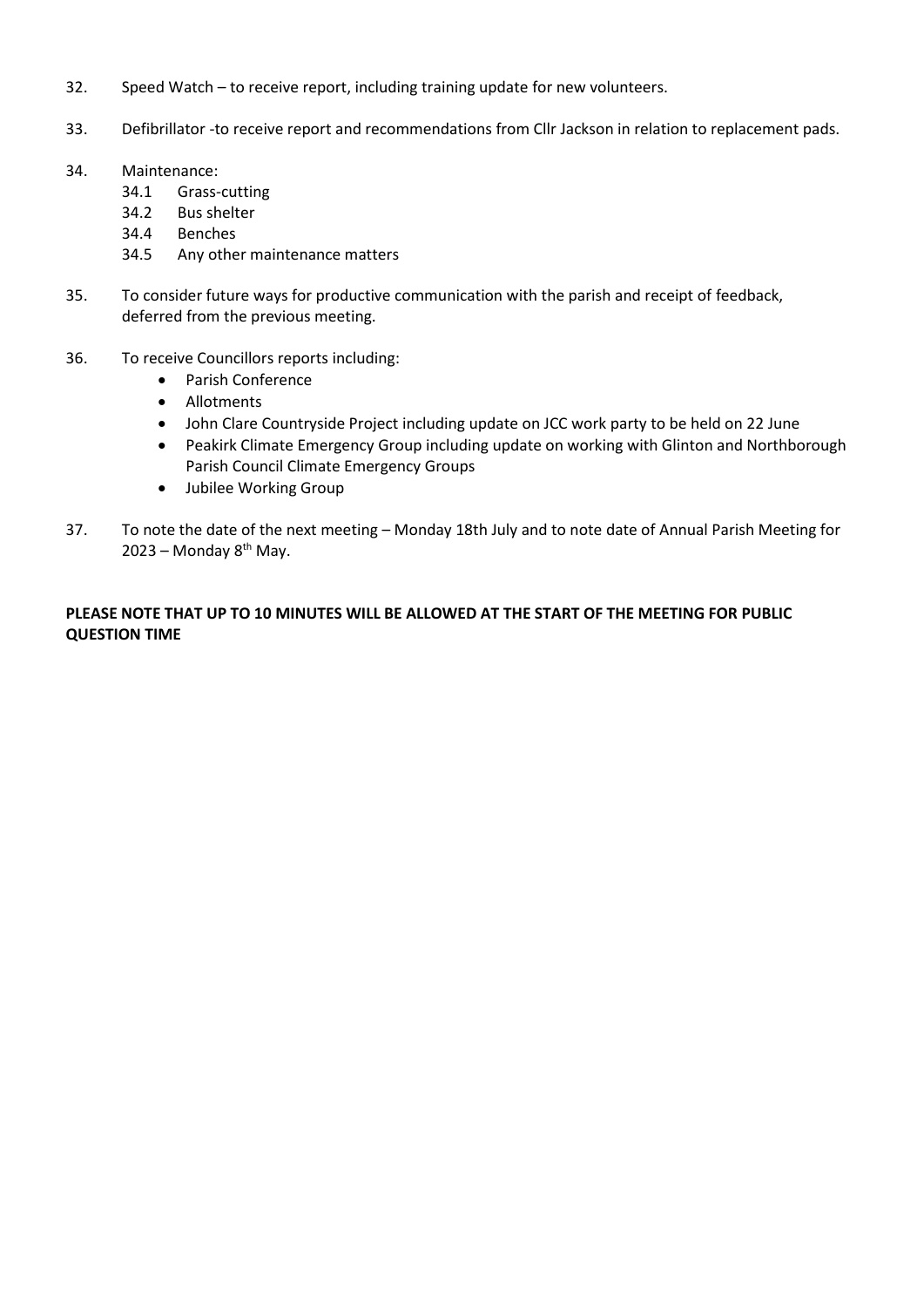32. Speed Watch – to receive report, including training update for new volunteers.

33. Defibrillator -to receive report and recommendations from Cllr Jackson in relation to replacement pads.

34. Maintenance:
    - 34.1 Grass-cutting
    - 34.2 Bus shelter
    - 34.4 Benches
    - 34.5 Any other maintenance matters

35. To consider future ways for productive communication with the parish and receipt of feedback, deferred from the previous meeting.

36. To receive Councillors reports including:
    - Parish Conference
    - Allotments
    - John Clare Countryside Project including update on JCC work party to be held on 22 June
    - Peakirk Climate Emergency Group including update on working with Glinton and Northborough Parish Council Climate Emergency Groups
    - Jubilee Working Group

37. To note the date of the next meeting – Monday 18th July and to note date of Annual Parish Meeting for 2023 – Monday 8th May.

**PLEASE NOTE THAT UP TO 10 MINUTES WILL BE ALLOWED AT THE START OF THE MEETING FOR PUBLIC QUESTION TIME**